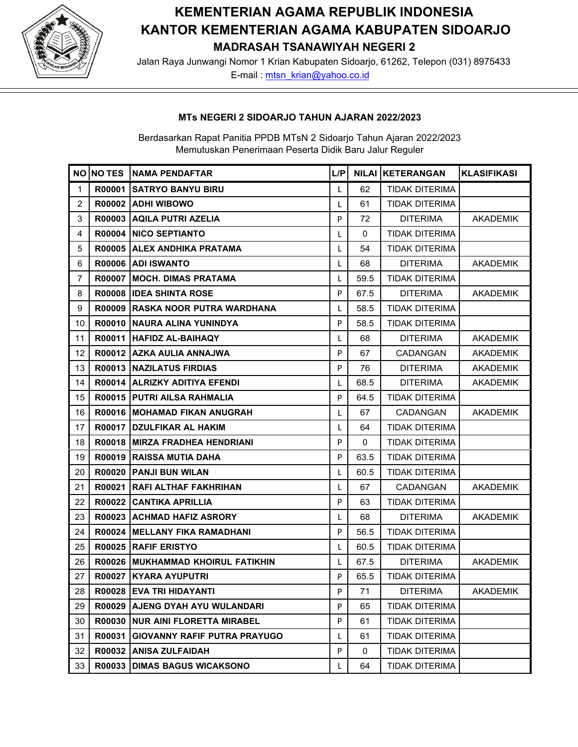# KEMENTERIAN AGAMA REPUBLIK INDONESIA
# KANTOR KEMENTERIAN AGAMA KABUPATEN SIDOARJO
## MADRASAH TSANAWIYAH NEGERI 2

Jalan Raya Junwangi Nomor 1 Krian Kabupaten Sidoarjo, 61262, Telepon (031) 8975433
E-mail : mtsn_krian@yahoo.co.id

### MTs NEGERI 2 SIDOARJO TAHUN AJARAN 2022/2023

Berdasarkan Rapat Panitia PPDB MTsN 2 Sidoarjo Tahun Ajaran 2022/2023
Memutuskan Penerimaan Peserta Didik Baru Jalur Reguler

| NO | NO TES | NAMA PENDAFTAR | L/P | NILAI | KETERANGAN | KLASIFIKASI |
|---|---|---|---|---|---|---|
| 1 | R00001 | SATRYO BANYU BIRU | L | 62 | TIDAK DITERIMA | |
| 2 | R00002 | ADHI WIBOWO | L | 61 | TIDAK DITERIMA | |
| 3 | R00003 | AQILA PUTRI AZELIA | P | 72 | DITERIMA | AKADEMIK |
| 4 | R00004 | NICO SEPTIANTO | L | 0 | TIDAK DITERIMA | |
| 5 | R00005 | ALEX ANDHIKA PRATAMA | L | 54 | TIDAK DITERIMA | |
| 6 | R00006 | ADI ISWANTO | L | 68 | DITERIMA | AKADEMIK |
| 7 | R00007 | MOCH. DIMAS PRATAMA | L | 59.5 | TIDAK DITERIMA | |
| 8 | R00008 | IDEA SHINTA ROSE | P | 67.5 | DITERIMA | AKADEMIK |
| 9 | R00009 | RASKA NOOR PUTRA WARDHANA | L | 58.5 | TIDAK DITERIMA | |
| 10 | R00010 | NAURA ALINA YUNINDYA | P | 58.5 | TIDAK DITERIMA | |
| 11 | R00011 | HAFIDZ AL-BAIHAQY | L | 68 | DITERIMA | AKADEMIK |
| 12 | R00012 | AZKA AULIA ANNAJWA | P | 67 | CADANGAN | AKADEMIK |
| 13 | R00013 | NAZILATUS FIRDIAS | P | 76 | DITERIMA | AKADEMIK |
| 14 | R00014 | ALRIZKY ADITIYA EFENDI | L | 68.5 | DITERIMA | AKADEMIK |
| 15 | R00015 | PUTRI AILSA RAHMALIA | P | 64.5 | TIDAK DITERIMA | |
| 16 | R00016 | MOHAMAD FIKAN ANUGRAH | L | 67 | CADANGAN | AKADEMIK |
| 17 | R00017 | DZULFIKAR AL HAKIM | L | 64 | TIDAK DITERIMA | |
| 18 | R00018 | MIRZA FRADHEA HENDRIANI | P | 0 | TIDAK DITERIMA | |
| 19 | R00019 | RAISSA MUTIA DAHA | P | 63.5 | TIDAK DITERIMA | |
| 20 | R00020 | PANJI BUN WILAN | L | 60.5 | TIDAK DITERIMA | |
| 21 | R00021 | RAFI ALTHAF FAKHRIHAN | L | 67 | CADANGAN | AKADEMIK |
| 22 | R00022 | CANTIKA APRILLIA | P | 63 | TIDAK DITERIMA | |
| 23 | R00023 | ACHMAD HAFIZ ASRORY | L | 68 | DITERIMA | AKADEMIK |
| 24 | R00024 | MELLANY FIKA RAMADHANI | P | 56.5 | TIDAK DITERIMA | |
| 25 | R00025 | RAFIF ERISTYO | L | 60.5 | TIDAK DITERIMA | |
| 26 | R00026 | MUKHAMMAD KHOIRUL FATIKHIN | L | 67.5 | DITERIMA | AKADEMIK |
| 27 | R00027 | KYARA AYUPUTRI | P | 65.5 | TIDAK DITERIMA | |
| 28 | R00028 | EVA TRI HIDAYANTI | P | 71 | DITERIMA | AKADEMIK |
| 29 | R00029 | AJENG DYAH AYU WULANDARI | P | 65 | TIDAK DITERIMA | |
| 30 | R00030 | NUR AINI FLORETTA MIRABEL | P | 61 | TIDAK DITERIMA | |
| 31 | R00031 | GIOVANNY RAFIF PUTRA PRAYUGO | L | 61 | TIDAK DITERIMA | |
| 32 | R00032 | ANISA ZULFAIDAH | P | 0 | TIDAK DITERIMA | |
| 33 | R00033 | DIMAS BAGUS WICAKSONO | L | 64 | TIDAK DITERIMA | |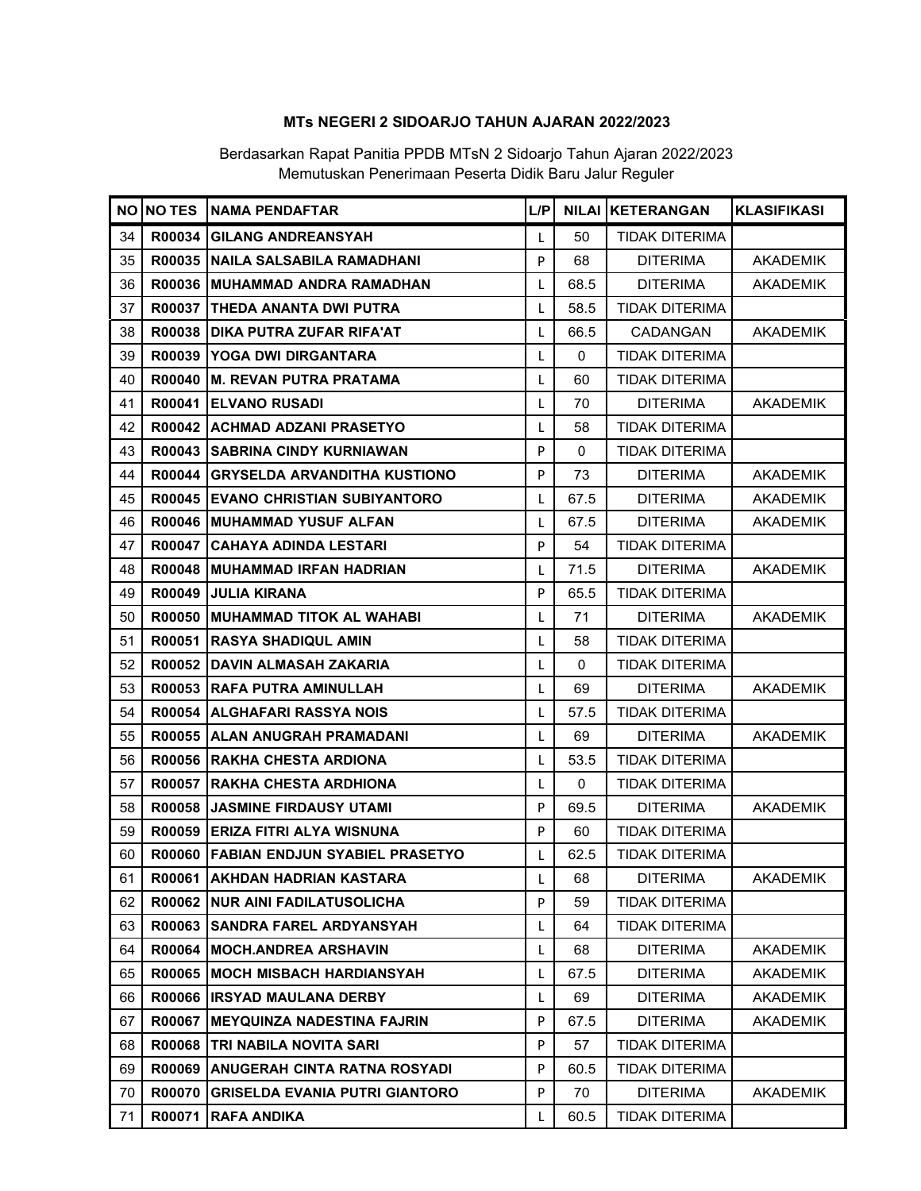**MTs NEGERI 2 SIDOARJO TAHUN AJARAN 2022/2023**

Berdasarkan Rapat Panitia PPDB MTsN 2 Sidoarjo Tahun Ajaran 2022/2023
Memutuskan Penerimaan Peserta Didik Baru Jalur Reguler

| NO | NO TES | NAMA PENDAFTAR | L/P | NILAI | KETERANGAN | KLASIFIKASI |
|---|---|---|---|---|---|---|
| 34 | R00034 | GILANG ANDREANSYAH | L | 50 | TIDAK DITERIMA | |
| 35 | R00035 | NAILA SALSABILA RAMADHANI | P | 68 | DITERIMA | AKADEMIK |
| 36 | R00036 | MUHAMMAD ANDRA RAMADHAN | L | 68.5 | DITERIMA | AKADEMIK |
| 37 | R00037 | THEDA ANANTA DWI PUTRA | L | 58.5 | TIDAK DITERIMA | |
| 38 | R00038 | DIKA PUTRA ZUFAR RIFA'AT | L | 66.5 | CADANGAN | AKADEMIK |
| 39 | R00039 | YOGA DWI DIRGANTARA | L | 0 | TIDAK DITERIMA | |
| 40 | R00040 | M. REVAN PUTRA PRATAMA | L | 60 | TIDAK DITERIMA | |
| 41 | R00041 | ELVANO RUSADI | L | 70 | DITERIMA | AKADEMIK |
| 42 | R00042 | ACHMAD ADZANI PRASETYO | L | 58 | TIDAK DITERIMA | |
| 43 | R00043 | SABRINA CINDY KURNIAWAN | P | 0 | TIDAK DITERIMA | |
| 44 | R00044 | GRYSELDA ARVANDITHA KUSTIONO | P | 73 | DITERIMA | AKADEMIK |
| 45 | R00045 | EVANO CHRISTIAN SUBIYANTORO | L | 67.5 | DITERIMA | AKADEMIK |
| 46 | R00046 | MUHAMMAD YUSUF ALFAN | L | 67.5 | DITERIMA | AKADEMIK |
| 47 | R00047 | CAHAYA ADINDA LESTARI | P | 54 | TIDAK DITERIMA | |
| 48 | R00048 | MUHAMMAD IRFAN HADRIAN | L | 71.5 | DITERIMA | AKADEMIK |
| 49 | R00049 | JULIA KIRANA | P | 65.5 | TIDAK DITERIMA | |
| 50 | R00050 | MUHAMMAD TITOK AL WAHABI | L | 71 | DITERIMA | AKADEMIK |
| 51 | R00051 | RASYA SHADIQUL AMIN | L | 58 | TIDAK DITERIMA | |
| 52 | R00052 | DAVIN ALMASAH ZAKARIA | L | 0 | TIDAK DITERIMA | |
| 53 | R00053 | RAFA PUTRA AMINULLAH | L | 69 | DITERIMA | AKADEMIK |
| 54 | R00054 | ALGHAFARI RASSYA NOIS | L | 57.5 | TIDAK DITERIMA | |
| 55 | R00055 | ALAN ANUGRAH PRAMADANI | L | 69 | DITERIMA | AKADEMIK |
| 56 | R00056 | RAKHA CHESTA ARDIONA | L | 53.5 | TIDAK DITERIMA | |
| 57 | R00057 | RAKHA CHESTA ARDHIONA | L | 0 | TIDAK DITERIMA | |
| 58 | R00058 | JASMINE FIRDAUSY UTAMI | P | 69.5 | DITERIMA | AKADEMIK |
| 59 | R00059 | ERIZA FITRI ALYA WISNUNA | P | 60 | TIDAK DITERIMA | |
| 60 | R00060 | FABIAN ENDJUN SYABIEL PRASETYO | L | 62.5 | TIDAK DITERIMA | |
| 61 | R00061 | AKHDAN HADRIAN KASTARA | L | 68 | DITERIMA | AKADEMIK |
| 62 | R00062 | NUR AINI FADILATUSOLICHA | P | 59 | TIDAK DITERIMA | |
| 63 | R00063 | SANDRA FAREL ARDYANSYAH | L | 64 | TIDAK DITERIMA | |
| 64 | R00064 | MOCH.ANDREA ARSHAVIN | L | 68 | DITERIMA | AKADEMIK |
| 65 | R00065 | MOCH MISBACH HARDIANSYAH | L | 67.5 | DITERIMA | AKADEMIK |
| 66 | R00066 | IRSYAD MAULANA DERBY | L | 69 | DITERIMA | AKADEMIK |
| 67 | R00067 | MEYQUINZA NADESTINA FAJRIN | P | 67.5 | DITERIMA | AKADEMIK |
| 68 | R00068 | TRI NABILA NOVITA SARI | P | 57 | TIDAK DITERIMA | |
| 69 | R00069 | ANUGERAH CINTA RATNA ROSYADI | P | 60.5 | TIDAK DITERIMA | |
| 70 | R00070 | GRISELDA EVANIA PUTRI GIANTORO | P | 70 | DITERIMA | AKADEMIK |
| 71 | R00071 | RAFA ANDIKA | L | 60.5 | TIDAK DITERIMA | |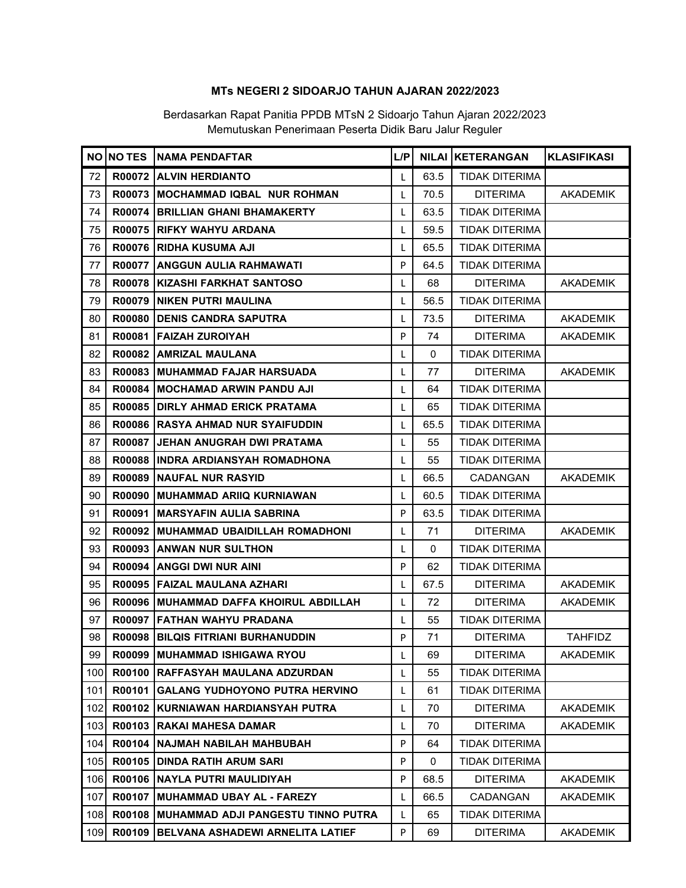**MTs NEGERI 2 SIDOARJO TAHUN AJARAN 2022/2023**

Berdasarkan Rapat Panitia PPDB MTsN 2 Sidoarjo Tahun Ajaran 2022/2023
Memutuskan Penerimaan Peserta Didik Baru Jalur Reguler

| NO | NO TES | NAMA PENDAFTAR | L/P | NILAI | KETERANGAN | KLASIFIKASI |
|---|---|---|---|---|---|---|
| 72 | R00072 | ALVIN HERDIANTO | L | 63.5 | TIDAK DITERIMA | |
| 73 | R00073 | MOCHAMMAD IQBAL NUR ROHMAN | L | 70.5 | DITERIMA | AKADEMIK |
| 74 | R00074 | BRILLIAN GHANI BHAMAKERTY | L | 63.5 | TIDAK DITERIMA | |
| 75 | R00075 | RIFKY WAHYU ARDANA | L | 59.5 | TIDAK DITERIMA | |
| 76 | R00076 | RIDHA KUSUMA AJI | L | 65.5 | TIDAK DITERIMA | |
| 77 | R00077 | ANGGUN AULIA RAHMAWATI | P | 64.5 | TIDAK DITERIMA | |
| 78 | R00078 | KIZASHI FARKHAT SANTOSO | L | 68 | DITERIMA | AKADEMIK |
| 79 | R00079 | NIKEN PUTRI MAULINA | L | 56.5 | TIDAK DITERIMA | |
| 80 | R00080 | DENIS CANDRA SAPUTRA | L | 73.5 | DITERIMA | AKADEMIK |
| 81 | R00081 | FAIZAH ZUROIYAH | P | 74 | DITERIMA | AKADEMIK |
| 82 | R00082 | AMRIZAL MAULANA | L | 0 | TIDAK DITERIMA | |
| 83 | R00083 | MUHAMMAD FAJAR HARSUADA | L | 77 | DITERIMA | AKADEMIK |
| 84 | R00084 | MOCHAMAD ARWIN PANDU AJI | L | 64 | TIDAK DITERIMA | |
| 85 | R00085 | DIRLY AHMAD ERICK PRATAMA | L | 65 | TIDAK DITERIMA | |
| 86 | R00086 | RASYA AHMAD NUR SYAIFUDDIN | L | 65.5 | TIDAK DITERIMA | |
| 87 | R00087 | JEHAN ANUGRAH DWI PRATAMA | L | 55 | TIDAK DITERIMA | |
| 88 | R00088 | INDRA ARDIANSYAH ROMADHONA | L | 55 | TIDAK DITERIMA | |
| 89 | R00089 | NAUFAL NUR RASYID | L | 66.5 | CADANGAN | AKADEMIK |
| 90 | R00090 | MUHAMMAD ARIIQ KURNIAWAN | L | 60.5 | TIDAK DITERIMA | |
| 91 | R00091 | MARSYAFIN AULIA SABRINA | P | 63.5 | TIDAK DITERIMA | |
| 92 | R00092 | MUHAMMAD UBAIDILLAH ROMADHONI | L | 71 | DITERIMA | AKADEMIK |
| 93 | R00093 | ANWAN NUR SULTHON | L | 0 | TIDAK DITERIMA | |
| 94 | R00094 | ANGGI DWI NUR AINI | P | 62 | TIDAK DITERIMA | |
| 95 | R00095 | FAIZAL MAULANA AZHARI | L | 67.5 | DITERIMA | AKADEMIK |
| 96 | R00096 | MUHAMMAD DAFFA KHOIRUL ABDILLAH | L | 72 | DITERIMA | AKADEMIK |
| 97 | R00097 | FATHAN WAHYU PRADANA | L | 55 | TIDAK DITERIMA | |
| 98 | R00098 | BILQIS FITRIANI BURHANUDDIN | P | 71 | DITERIMA | TAHFIDZ |
| 99 | R00099 | MUHAMMAD ISHIGAWA RYOU | L | 69 | DITERIMA | AKADEMIK |
| 100 | R00100 | RAFFASYAH MAULANA ADZURDAN | L | 55 | TIDAK DITERIMA | |
| 101 | R00101 | GALANG YUDHOYONO PUTRA HERVINO | L | 61 | TIDAK DITERIMA | |
| 102 | R00102 | KURNIAWAN HARDIANSYAH PUTRA | L | 70 | DITERIMA | AKADEMIK |
| 103 | R00103 | RAKAI MAHESA DAMAR | L | 70 | DITERIMA | AKADEMIK |
| 104 | R00104 | NAJMAH NABILAH MAHBUBAH | P | 64 | TIDAK DITERIMA | |
| 105 | R00105 | DINDA RATIH ARUM SARI | P | 0 | TIDAK DITERIMA | |
| 106 | R00106 | NAYLA PUTRI MAULIDIYAH | P | 68.5 | DITERIMA | AKADEMIK |
| 107 | R00107 | MUHAMMAD UBAY AL - FAREZY | L | 66.5 | CADANGAN | AKADEMIK |
| 108 | R00108 | MUHAMMAD ADJI PANGESTU TINNO PUTRA | L | 65 | TIDAK DITERIMA | |
| 109 | R00109 | BELVANA ASHADEWI ARNELITA LATIEF | P | 69 | DITERIMA | AKADEMIK |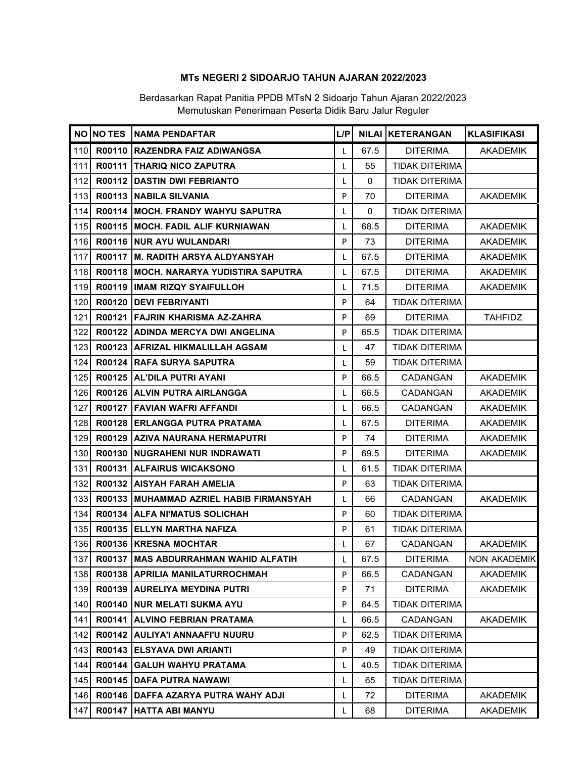**MTs NEGERI 2 SIDOARJO TAHUN AJARAN 2022/2023**

Berdasarkan Rapat Panitia PPDB MTsN 2 Sidoarjo Tahun Ajaran 2022/2023
Memutuskan Penerimaan Peserta Didik Baru Jalur Reguler

| NO | NO TES | NAMA PENDAFTAR | L/P | NILAI | KETERANGAN | KLASIFIKASI |
|---|---|---|---|---|---|---|
| 110 | R00110 | RAZENDRA FAIZ ADIWANGSA | L | 67.5 | DITERIMA | AKADEMIK |
| 111 | R00111 | THARIQ NICO ZAPUTRA | L | 55 | TIDAK DITERIMA | |
| 112 | R00112 | DASTIN DWI FEBRIANTO | L | 0 | TIDAK DITERIMA | |
| 113 | R00113 | NABILA SILVANIA | P | 70 | DITERIMA | AKADEMIK |
| 114 | R00114 | MOCH. FRANDY WAHYU SAPUTRA | L | 0 | TIDAK DITERIMA | |
| 115 | R00115 | MOCH. FADIL ALIF KURNIAWAN | L | 68.5 | DITERIMA | AKADEMIK |
| 116 | R00116 | NUR AYU WULANDARI | P | 73 | DITERIMA | AKADEMIK |
| 117 | R00117 | M. RADITH ARSYA ALDYANSYAH | L | 67.5 | DITERIMA | AKADEMIK |
| 118 | R00118 | MOCH. NARARYA YUDISTIRA SAPUTRA | L | 67.5 | DITERIMA | AKADEMIK |
| 119 | R00119 | IMAM RIZQY SYAIFULLOH | L | 71.5 | DITERIMA | AKADEMIK |
| 120 | R00120 | DEVI FEBRIYANTI | P | 64 | TIDAK DITERIMA | |
| 121 | R00121 | FAJRIN KHARISMA AZ-ZAHRA | P | 69 | DITERIMA | TAHFIDZ |
| 122 | R00122 | ADINDA MERCYA DWI ANGELINA | P | 65.5 | TIDAK DITERIMA | |
| 123 | R00123 | AFRIZAL HIKMALILLAH AGSAM | L | 47 | TIDAK DITERIMA | |
| 124 | R00124 | RAFA SURYA SAPUTRA | L | 59 | TIDAK DITERIMA | |
| 125 | R00125 | AL'DILA PUTRI AYANI | P | 66.5 | CADANGAN | AKADEMIK |
| 126 | R00126 | ALVIN PUTRA AIRLANGGA | L | 66.5 | CADANGAN | AKADEMIK |
| 127 | R00127 | FAVIAN WAFRI AFFANDI | L | 66.5 | CADANGAN | AKADEMIK |
| 128 | R00128 | ERLANGGA PUTRA PRATAMA | L | 67.5 | DITERIMA | AKADEMIK |
| 129 | R00129 | AZIVA NAURANA HERMAPUTRI | P | 74 | DITERIMA | AKADEMIK |
| 130 | R00130 | NUGRAHENI NUR INDRAWATI | P | 69.5 | DITERIMA | AKADEMIK |
| 131 | R00131 | ALFAIRUS WICAKSONO | L | 61.5 | TIDAK DITERIMA | |
| 132 | R00132 | AISYAH FARAH AMELIA | P | 63 | TIDAK DITERIMA | |
| 133 | R00133 | MUHAMMAD AZRIEL HABIB FIRMANSYAH | L | 66 | CADANGAN | AKADEMIK |
| 134 | R00134 | ALFA NI'MATUS SOLICHAH | P | 60 | TIDAK DITERIMA | |
| 135 | R00135 | ELLYN MARTHA NAFIZA | P | 61 | TIDAK DITERIMA | |
| 136 | R00136 | KRESNA MOCHTAR | L | 67 | CADANGAN | AKADEMIK |
| 137 | R00137 | MAS ABDURRAHMAN WAHID ALFATIH | L | 67.5 | DITERIMA | NON AKADEMIK |
| 138 | R00138 | APRILIA MANILATURROCHMAH | P | 66.5 | CADANGAN | AKADEMIK |
| 139 | R00139 | AURELIYA MEYDINA PUTRI | P | 71 | DITERIMA | AKADEMIK |
| 140 | R00140 | NUR MELATI SUKMA AYU | P | 64.5 | TIDAK DITERIMA | |
| 141 | R00141 | ALVINO FEBRIAN PRATAMA | L | 66.5 | CADANGAN | AKADEMIK |
| 142 | R00142 | AULIYA'I ANNAAFI'U NUURU | P | 62.5 | TIDAK DITERIMA | |
| 143 | R00143 | ELSYAVA DWI ARIANTI | P | 49 | TIDAK DITERIMA | |
| 144 | R00144 | GALUH WAHYU PRATAMA | L | 40.5 | TIDAK DITERIMA | |
| 145 | R00145 | DAFA PUTRA NAWAWI | L | 65 | TIDAK DITERIMA | |
| 146 | R00146 | DAFFA AZARYA PUTRA WAHY ADJI | L | 72 | DITERIMA | AKADEMIK |
| 147 | R00147 | HATTA ABI MANYU | L | 68 | DITERIMA | AKADEMIK |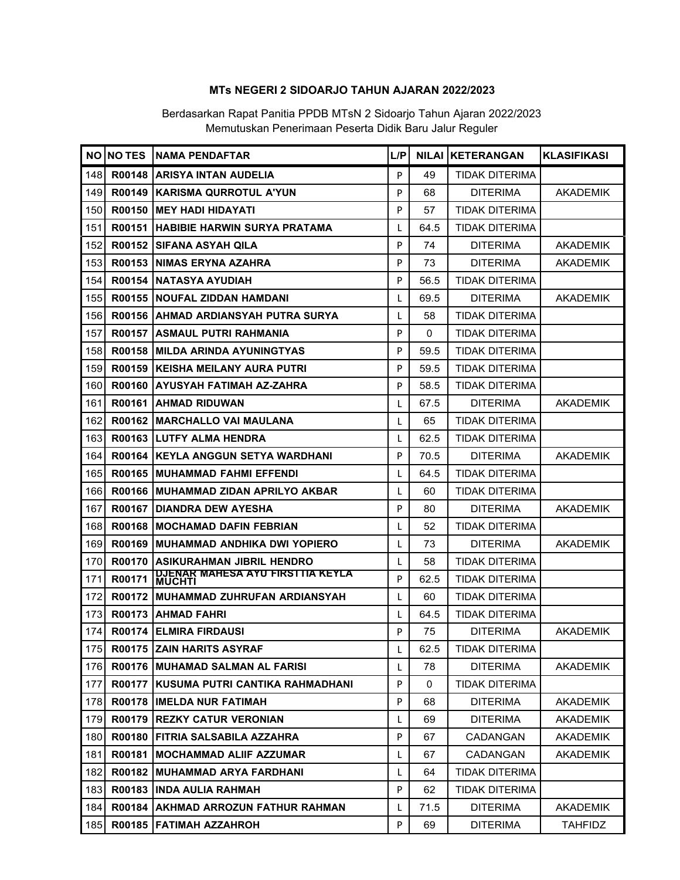**MTs NEGERI 2 SIDOARJO TAHUN AJARAN 2022/2023**

Berdasarkan Rapat Panitia PPDB MTsN 2 Sidoarjo Tahun Ajaran 2022/2023
Memutuskan Penerimaan Peserta Didik Baru Jalur Reguler

| NO | NO TES | NAMA PENDAFTAR | L/P | NILAI | KETERANGAN | KLASIFIKASI |
|---|---|---|---|---|---|---|
| 148 | R00148 | ARISYA INTAN AUDELIA | P | 49 | TIDAK DITERIMA | |
| 149 | R00149 | KARISMA QURROTUL A'YUN | P | 68 | DITERIMA | AKADEMIK |
| 150 | R00150 | MEY HADI HIDAYATI | P | 57 | TIDAK DITERIMA | |
| 151 | R00151 | HABIBIE HARWIN SURYA PRATAMA | L | 64.5 | TIDAK DITERIMA | |
| 152 | R00152 | SIFANA ASYAH QILA | P | 74 | DITERIMA | AKADEMIK |
| 153 | R00153 | NIMAS ERYNA AZAHRA | P | 73 | DITERIMA | AKADEMIK |
| 154 | R00154 | NATASYA AYUDIAH | P | 56.5 | TIDAK DITERIMA | |
| 155 | R00155 | NOUFAL ZIDDAN HAMDANI | L | 69.5 | DITERIMA | AKADEMIK |
| 156 | R00156 | AHMAD ARDIANSYAH PUTRA SURYA | L | 58 | TIDAK DITERIMA | |
| 157 | R00157 | ASMAUL PUTRI RAHMANIA | P | 0 | TIDAK DITERIMA | |
| 158 | R00158 | MILDA ARINDA AYUNINGTYAS | P | 59.5 | TIDAK DITERIMA | |
| 159 | R00159 | KEISHA MEILANY AURA PUTRI | P | 59.5 | TIDAK DITERIMA | |
| 160 | R00160 | AYUSYAH FATIMAH AZ-ZAHRA | P | 58.5 | TIDAK DITERIMA | |
| 161 | R00161 | AHMAD RIDUWAN | L | 67.5 | DITERIMA | AKADEMIK |
| 162 | R00162 | MARCHALLO VAI MAULANA | L | 65 | TIDAK DITERIMA | |
| 163 | R00163 | LUTFY ALMA HENDRA | L | 62.5 | TIDAK DITERIMA | |
| 164 | R00164 | KEYLA ANGGUN SETYA WARDHANI | P | 70.5 | DITERIMA | AKADEMIK |
| 165 | R00165 | MUHAMMAD FAHMI EFFENDI | L | 64.5 | TIDAK DITERIMA | |
| 166 | R00166 | MUHAMMAD ZIDAN APRILYO AKBAR | L | 60 | TIDAK DITERIMA | |
| 167 | R00167 | DIANDRA DEW AYESHA | P | 80 | DITERIMA | AKADEMIK |
| 168 | R00168 | MOCHAMAD DAFIN FEBRIAN | L | 52 | TIDAK DITERIMA | |
| 169 | R00169 | MUHAMMAD ANDHIKA DWI YOPIERO | L | 73 | DITERIMA | AKADEMIK |
| 170 | R00170 | ASIKURAHMAN JIBRIL HENDRO | L | 58 | TIDAK DITERIMA | |
| 171 | R00171 | DJENAR MAHESA AYU FIRSTTIA KEYLA MUCHTI | P | 62.5 | TIDAK DITERIMA | |
| 172 | R00172 | MUHAMMAD ZUHRUFAN ARDIANSYAH | L | 60 | TIDAK DITERIMA | |
| 173 | R00173 | AHMAD FAHRI | L | 64.5 | TIDAK DITERIMA | |
| 174 | R00174 | ELMIRA FIRDAUSI | P | 75 | DITERIMA | AKADEMIK |
| 175 | R00175 | ZAIN HARITS ASYRAF | L | 62.5 | TIDAK DITERIMA | |
| 176 | R00176 | MUHAMAD SALMAN AL FARISI | L | 78 | DITERIMA | AKADEMIK |
| 177 | R00177 | KUSUMA PUTRI CANTIKA RAHMADHANI | P | 0 | TIDAK DITERIMA | |
| 178 | R00178 | IMELDA NUR FATIMAH | P | 68 | DITERIMA | AKADEMIK |
| 179 | R00179 | REZKY CATUR VERONIAN | L | 69 | DITERIMA | AKADEMIK |
| 180 | R00180 | FITRIA SALSABILA AZZAHRA | P | 67 | CADANGAN | AKADEMIK |
| 181 | R00181 | MOCHAMMAD ALIIF AZZUMAR | L | 67 | CADANGAN | AKADEMIK |
| 182 | R00182 | MUHAMMAD ARYA FARDHANI | L | 64 | TIDAK DITERIMA | |
| 183 | R00183 | INDA AULIA RAHMAH | P | 62 | TIDAK DITERIMA | |
| 184 | R00184 | AKHMAD ARROZUN FATHUR RAHMAN | L | 71.5 | DITERIMA | AKADEMIK |
| 185 | R00185 | FATIMAH AZZAHROH | P | 69 | DITERIMA | TAHFIDZ |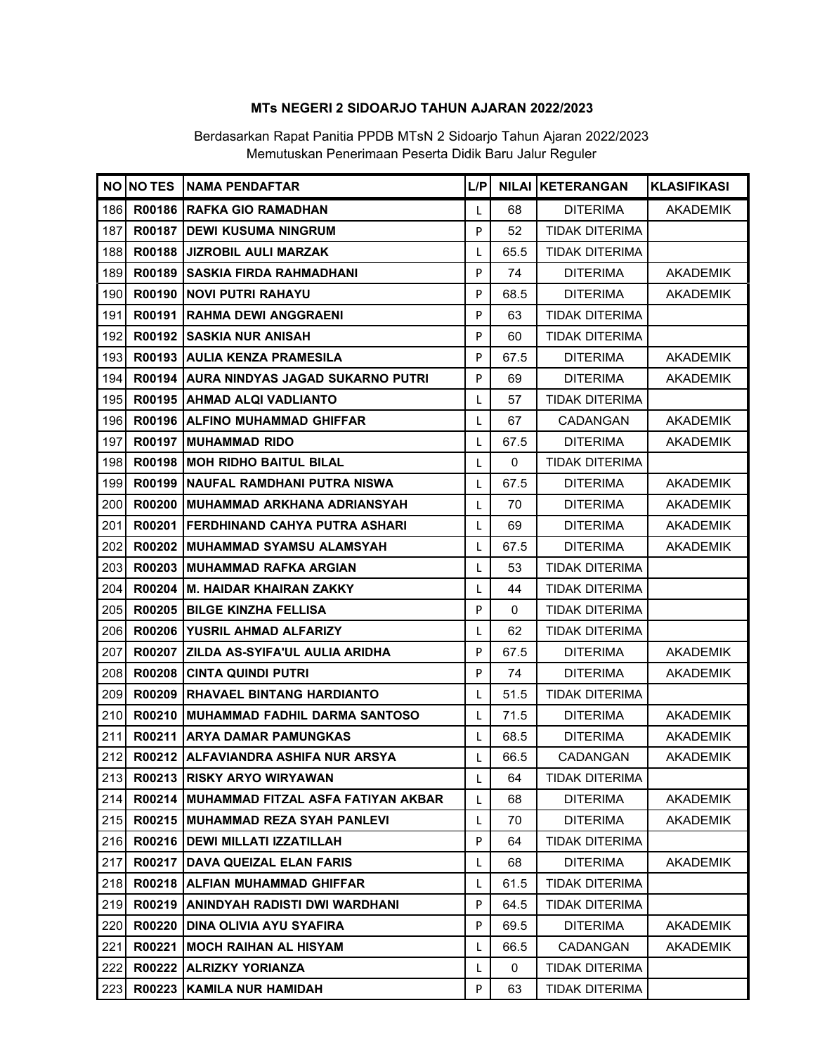**MTs NEGERI 2 SIDOARJO TAHUN AJARAN 2022/2023**

Berdasarkan Rapat Panitia PPDB MTsN 2 Sidoarjo Tahun Ajaran 2022/2023
Memutuskan Penerimaan Peserta Didik Baru Jalur Reguler

| NO | NO TES | NAMA PENDAFTAR | L/P | NILAI | KETERANGAN | KLASIFIKASI |
|---|---|---|---|---|---|---|
| 186 | R00186 | RAFKA GIO RAMADHAN | L | 68 | DITERIMA | AKADEMIK |
| 187 | R00187 | DEWI KUSUMA NINGRUM | P | 52 | TIDAK DITERIMA | |
| 188 | R00188 | JIZROBIL AULI MARZAK | L | 65.5 | TIDAK DITERIMA | |
| 189 | R00189 | SASKIA FIRDA RAHMADHANI | P | 74 | DITERIMA | AKADEMIK |
| 190 | R00190 | NOVI PUTRI RAHAYU | P | 68.5 | DITERIMA | AKADEMIK |
| 191 | R00191 | RAHMA DEWI ANGGRAENI | P | 63 | TIDAK DITERIMA | |
| 192 | R00192 | SASKIA NUR ANISAH | P | 60 | TIDAK DITERIMA | |
| 193 | R00193 | AULIA KENZA PRAMESILA | P | 67.5 | DITERIMA | AKADEMIK |
| 194 | R00194 | AURA NINDYAS JAGAD SUKARNO PUTRI | P | 69 | DITERIMA | AKADEMIK |
| 195 | R00195 | AHMAD ALQI VADLIANTO | L | 57 | TIDAK DITERIMA | |
| 196 | R00196 | ALFINO MUHAMMAD GHIFFAR | L | 67 | CADANGAN | AKADEMIK |
| 197 | R00197 | MUHAMMAD RIDO | L | 67.5 | DITERIMA | AKADEMIK |
| 198 | R00198 | MOH RIDHO BAITUL BILAL | L | 0 | TIDAK DITERIMA | |
| 199 | R00199 | NAUFAL RAMDHANI PUTRA NISWA | L | 67.5 | DITERIMA | AKADEMIK |
| 200 | R00200 | MUHAMMAD ARKHANA ADRIANSYAH | L | 70 | DITERIMA | AKADEMIK |
| 201 | R00201 | FERDHINAND CAHYA PUTRA ASHARI | L | 69 | DITERIMA | AKADEMIK |
| 202 | R00202 | MUHAMMAD SYAMSU ALAMSYAH | L | 67.5 | DITERIMA | AKADEMIK |
| 203 | R00203 | MUHAMMAD RAFKA ARGIAN | L | 53 | TIDAK DITERIMA | |
| 204 | R00204 | M. HAIDAR KHAIRAN ZAKKY | L | 44 | TIDAK DITERIMA | |
| 205 | R00205 | BILGE KINZHA FELLISA | P | 0 | TIDAK DITERIMA | |
| 206 | R00206 | YUSRIL AHMAD ALFARIZY | L | 62 | TIDAK DITERIMA | |
| 207 | R00207 | ZILDA AS-SYIFA'UL AULIA ARIDHA | P | 67.5 | DITERIMA | AKADEMIK |
| 208 | R00208 | CINTA QUINDI PUTRI | P | 74 | DITERIMA | AKADEMIK |
| 209 | R00209 | RHAVAEL BINTANG HARDIANTO | L | 51.5 | TIDAK DITERIMA | |
| 210 | R00210 | MUHAMMAD FADHIL DARMA SANTOSO | L | 71.5 | DITERIMA | AKADEMIK |
| 211 | R00211 | ARYA DAMAR PAMUNGKAS | L | 68.5 | DITERIMA | AKADEMIK |
| 212 | R00212 | ALFAVIANDRA ASHIFA NUR ARSYA | L | 66.5 | CADANGAN | AKADEMIK |
| 213 | R00213 | RISKY ARYO WIRYAWAN | L | 64 | TIDAK DITERIMA | |
| 214 | R00214 | MUHAMMAD FITZAL ASFA FATIYAN AKBAR | L | 68 | DITERIMA | AKADEMIK |
| 215 | R00215 | MUHAMMAD REZA SYAH PANLEVI | L | 70 | DITERIMA | AKADEMIK |
| 216 | R00216 | DEWI MILLATI IZZATILLAH | P | 64 | TIDAK DITERIMA | |
| 217 | R00217 | DAVA QUEIZAL ELAN FARIS | L | 68 | DITERIMA | AKADEMIK |
| 218 | R00218 | ALFIAN MUHAMMAD GHIFFAR | L | 61.5 | TIDAK DITERIMA | |
| 219 | R00219 | ANINDYAH RADISTI DWI WARDHANI | P | 64.5 | TIDAK DITERIMA | |
| 220 | R00220 | DINA OLIVIA AYU SYAFIRA | P | 69.5 | DITERIMA | AKADEMIK |
| 221 | R00221 | MOCH RAIHAN AL HISYAM | L | 66.5 | CADANGAN | AKADEMIK |
| 222 | R00222 | ALRIZKY YORIANZA | L | 0 | TIDAK DITERIMA | |
| 223 | R00223 | KAMILA NUR HAMIDAH | P | 63 | TIDAK DITERIMA | |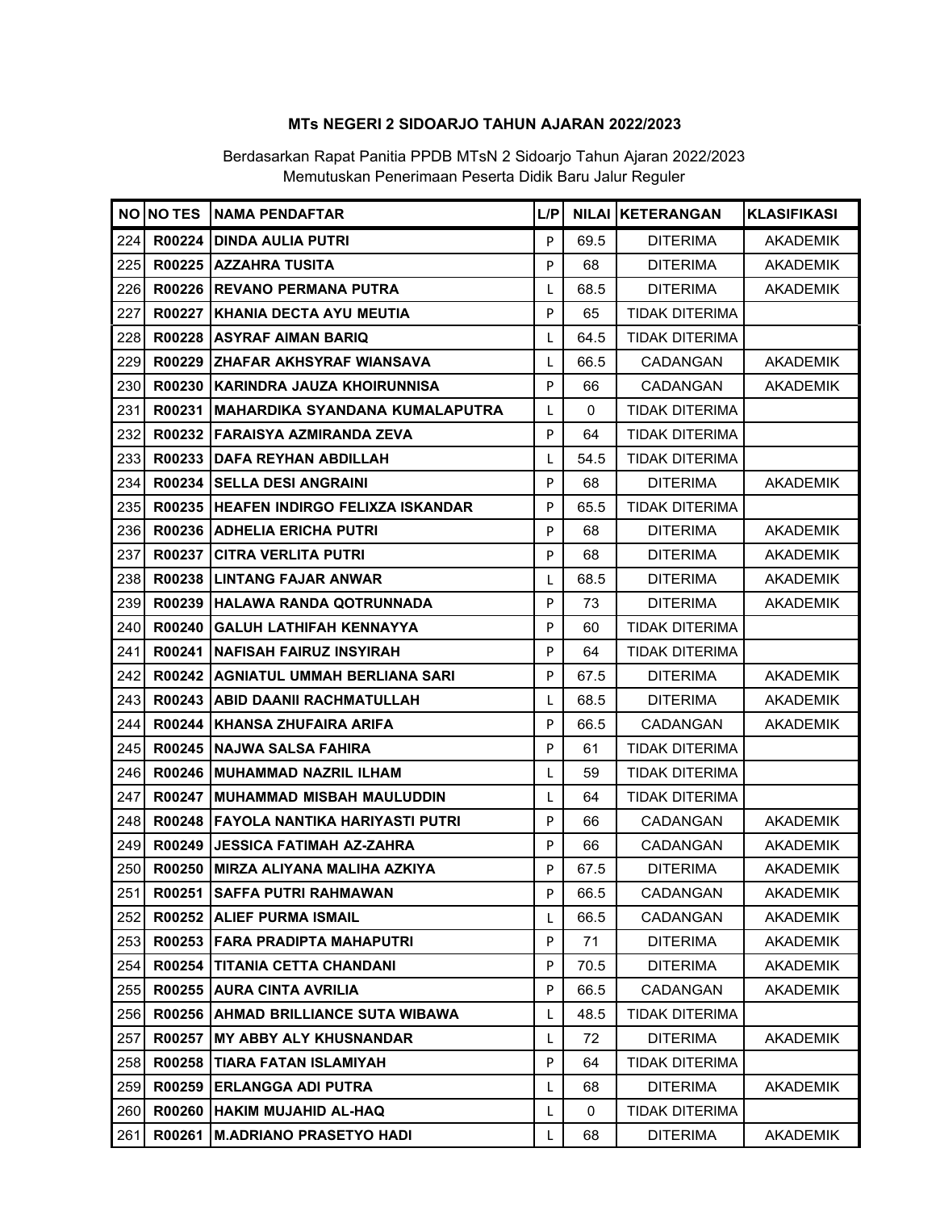**MTs NEGERI 2 SIDOARJO TAHUN AJARAN 2022/2023**

Berdasarkan Rapat Panitia PPDB MTsN 2 Sidoarjo Tahun Ajaran 2022/2023
Memutuskan Penerimaan Peserta Didik Baru Jalur Reguler

| NO | NO TES | NAMA PENDAFTAR | L/P | NILAI | KETERANGAN | KLASIFIKASI |
|---|---|---|---|---|---|---|
| 224 | R00224 | DINDA AULIA PUTRI | P | 69.5 | DITERIMA | AKADEMIK |
| 225 | R00225 | AZZAHRA TUSITA | P | 68 | DITERIMA | AKADEMIK |
| 226 | R00226 | REVANO PERMANA PUTRA | L | 68.5 | DITERIMA | AKADEMIK |
| 227 | R00227 | KHANIA DECTA AYU MEUTIA | P | 65 | TIDAK DITERIMA | |
| 228 | R00228 | ASYRAF AIMAN BARIQ | L | 64.5 | TIDAK DITERIMA | |
| 229 | R00229 | ZHAFAR AKHSYRAF WIANSAVA | L | 66.5 | CADANGAN | AKADEMIK |
| 230 | R00230 | KARINDRA JAUZA KHOIRUNNISA | P | 66 | CADANGAN | AKADEMIK |
| 231 | R00231 | MAHARDIKA SYANDANA KUMALAPUTRA | L | 0 | TIDAK DITERIMA | |
| 232 | R00232 | FARAISYA AZMIRANDA ZEVA | P | 64 | TIDAK DITERIMA | |
| 233 | R00233 | DAFA REYHAN ABDILLAH | L | 54.5 | TIDAK DITERIMA | |
| 234 | R00234 | SELLA DESI ANGRAINI | P | 68 | DITERIMA | AKADEMIK |
| 235 | R00235 | HEAFEN INDIRGO FELIXZA ISKANDAR | P | 65.5 | TIDAK DITERIMA | |
| 236 | R00236 | ADHELIA ERICHA PUTRI | P | 68 | DITERIMA | AKADEMIK |
| 237 | R00237 | CITRA VERLITA PUTRI | P | 68 | DITERIMA | AKADEMIK |
| 238 | R00238 | LINTANG FAJAR ANWAR | L | 68.5 | DITERIMA | AKADEMIK |
| 239 | R00239 | HALAWA RANDA QOTRUNNADA | P | 73 | DITERIMA | AKADEMIK |
| 240 | R00240 | GALUH LATHIFAH KENNAYYA | P | 60 | TIDAK DITERIMA | |
| 241 | R00241 | NAFISAH FAIRUZ INSYIRAH | P | 64 | TIDAK DITERIMA | |
| 242 | R00242 | AGNIATUL UMMAH BERLIANA SARI | P | 67.5 | DITERIMA | AKADEMIK |
| 243 | R00243 | ABID DAANII RACHMATULLAH | L | 68.5 | DITERIMA | AKADEMIK |
| 244 | R00244 | KHANSA ZHUFAIRA ARIFA | P | 66.5 | CADANGAN | AKADEMIK |
| 245 | R00245 | NAJWA SALSA FAHIRA | P | 61 | TIDAK DITERIMA | |
| 246 | R00246 | MUHAMMAD NAZRIL ILHAM | L | 59 | TIDAK DITERIMA | |
| 247 | R00247 | MUHAMMAD MISBAH MAULUDDIN | L | 64 | TIDAK DITERIMA | |
| 248 | R00248 | FAYOLA NANTIKA HARIYASTI PUTRI | P | 66 | CADANGAN | AKADEMIK |
| 249 | R00249 | JESSICA FATIMAH AZ-ZAHRA | P | 66 | CADANGAN | AKADEMIK |
| 250 | R00250 | MIRZA ALIYANA MALIHA AZKIYA | P | 67.5 | DITERIMA | AKADEMIK |
| 251 | R00251 | SAFFA PUTRI RAHMAWAN | P | 66.5 | CADANGAN | AKADEMIK |
| 252 | R00252 | ALIEF PURMA ISMAIL | L | 66.5 | CADANGAN | AKADEMIK |
| 253 | R00253 | FARA PRADIPTA MAHAPUTRI | P | 71 | DITERIMA | AKADEMIK |
| 254 | R00254 | TITANIA CETTA CHANDANI | P | 70.5 | DITERIMA | AKADEMIK |
| 255 | R00255 | AURA CINTA AVRILIA | P | 66.5 | CADANGAN | AKADEMIK |
| 256 | R00256 | AHMAD BRILLIANCE SUTA WIBAWA | L | 48.5 | TIDAK DITERIMA | |
| 257 | R00257 | MY ABBY ALY KHUSNANDAR | L | 72 | DITERIMA | AKADEMIK |
| 258 | R00258 | TIARA FATAN ISLAMIYAH | P | 64 | TIDAK DITERIMA | |
| 259 | R00259 | ERLANGGA ADI PUTRA | L | 68 | DITERIMA | AKADEMIK |
| 260 | R00260 | HAKIM MUJAHID AL-HAQ | L | 0 | TIDAK DITERIMA | |
| 261 | R00261 | M.ADRIANO PRASETYO HADI | L | 68 | DITERIMA | AKADEMIK |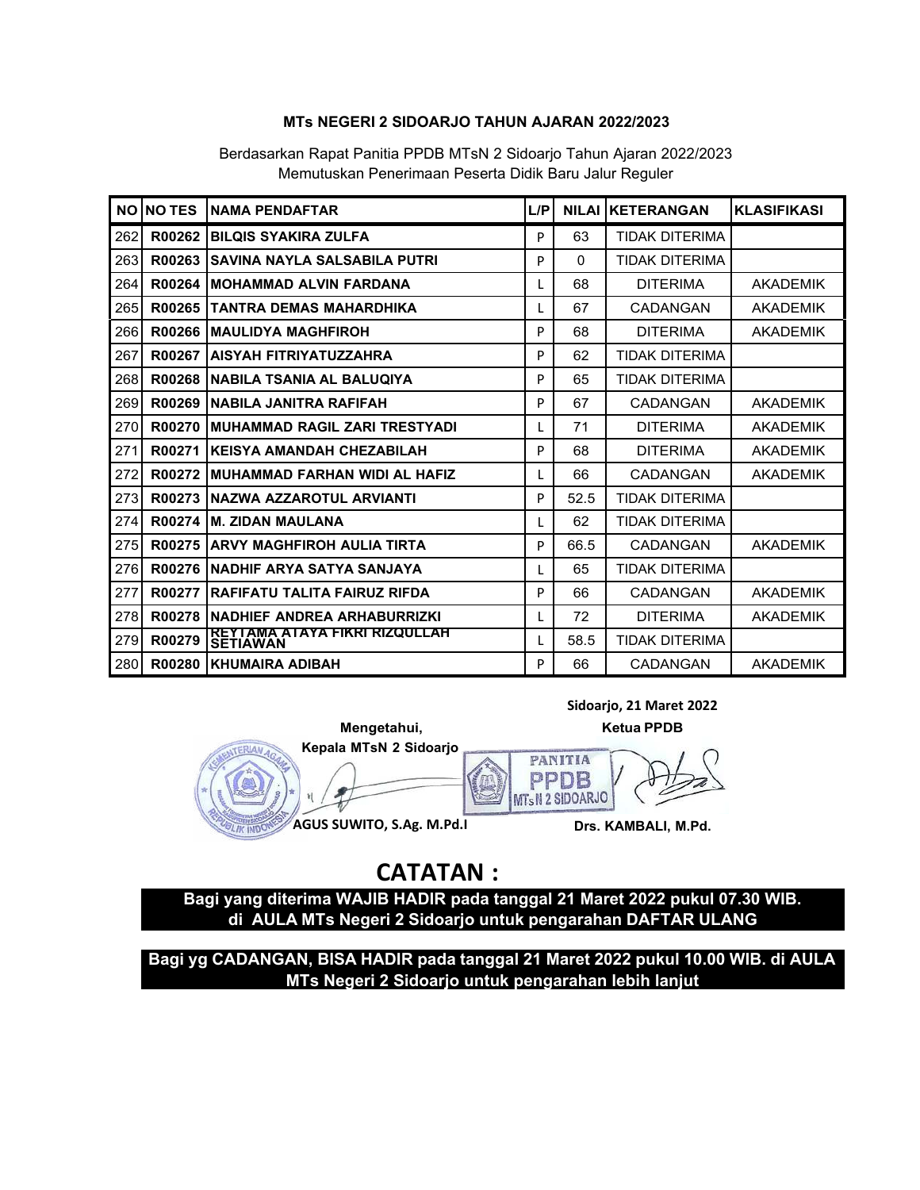**MTs NEGERI 2 SIDOARJO TAHUN AJARAN 2022/2023**

Berdasarkan Rapat Panitia PPDB MTsN 2 Sidoarjo Tahun Ajaran 2022/2023
Memutuskan Penerimaan Peserta Didik Baru Jalur Reguler

| NO | NO TES | NAMA PENDAFTAR | L/P | NILAI | KETERANGAN | KLASIFIKASI |
|---|---|---|---|---|---|---|
| 262 | R00262 | BILQIS SYAKIRA ZULFA | P | 63 | TIDAK DITERIMA | |
| 263 | R00263 | SAVINA NAYLA SALSABILA PUTRI | P | 0 | TIDAK DITERIMA | |
| 264 | R00264 | MOHAMMAD ALVIN FARDANA | L | 68 | DITERIMA | AKADEMIK |
| 265 | R00265 | TANTRA DEMAS MAHARDHIKA | L | 67 | CADANGAN | AKADEMIK |
| 266 | R00266 | MAULIDYA MAGHFIROH | P | 68 | DITERIMA | AKADEMIK |
| 267 | R00267 | AISYAH FITRIYATUZZAHRA | P | 62 | TIDAK DITERIMA | |
| 268 | R00268 | NABILA TSANIA AL BALUQIYA | P | 65 | TIDAK DITERIMA | |
| 269 | R00269 | NABILA JANITRA RAFIFAH | P | 67 | CADANGAN | AKADEMIK |
| 270 | R00270 | MUHAMMAD RAGIL ZARI TRESTYADI | L | 71 | DITERIMA | AKADEMIK |
| 271 | R00271 | KEISYA AMANDAH CHEZABILAH | P | 68 | DITERIMA | AKADEMIK |
| 272 | R00272 | MUHAMMAD FARHAN WIDI AL HAFIZ | L | 66 | CADANGAN | AKADEMIK |
| 273 | R00273 | NAZWA AZZAROTUL ARVIANTI | P | 52.5 | TIDAK DITERIMA | |
| 274 | R00274 | M. ZIDAN MAULANA | L | 62 | TIDAK DITERIMA | |
| 275 | R00275 | ARVY MAGHFIROH AULIA TIRTA | P | 66.5 | CADANGAN | AKADEMIK |
| 276 | R00276 | NADHIF ARYA SATYA SANJAYA | L | 65 | TIDAK DITERIMA | |
| 277 | R00277 | RAFIFATU TALITA FAIRUZ RIFDA | P | 66 | CADANGAN | AKADEMIK |
| 278 | R00278 | NADHIEF ANDREA ARHABURRIZKI | L | 72 | DITERIMA | AKADEMIK |
| 279 | R00279 | REYTAMA ATAYA FIKRI RIZQULLAH SETIAWAN | L | 58.5 | TIDAK DITERIMA | |
| 280 | R00280 | KHUMAIRA ADIBAH | P | 66 | CADANGAN | AKADEMIK |

Sidoarjo, 21 Maret 2022

Mengetahui,
Kepala MTsN 2 Sidoarjo

AGUS SUWITO, S.Ag. M.Pd.I

Ketua PPDB

Drs. KAMBALI, M.Pd.

# CATATAN :

**Bagi yang diterima WAJIB HADIR pada tanggal 21 Maret 2022 pukul 07.30 WIB. di AULA MTs Negeri 2 Sidoarjo untuk pengarahan DAFTAR ULANG**

**Bagi yg CADANGAN, BISA HADIR pada tanggal 21 Maret 2022 pukul 10.00 WIB. di AULA MTs Negeri 2 Sidoarjo untuk pengarahan lebih lanjut**